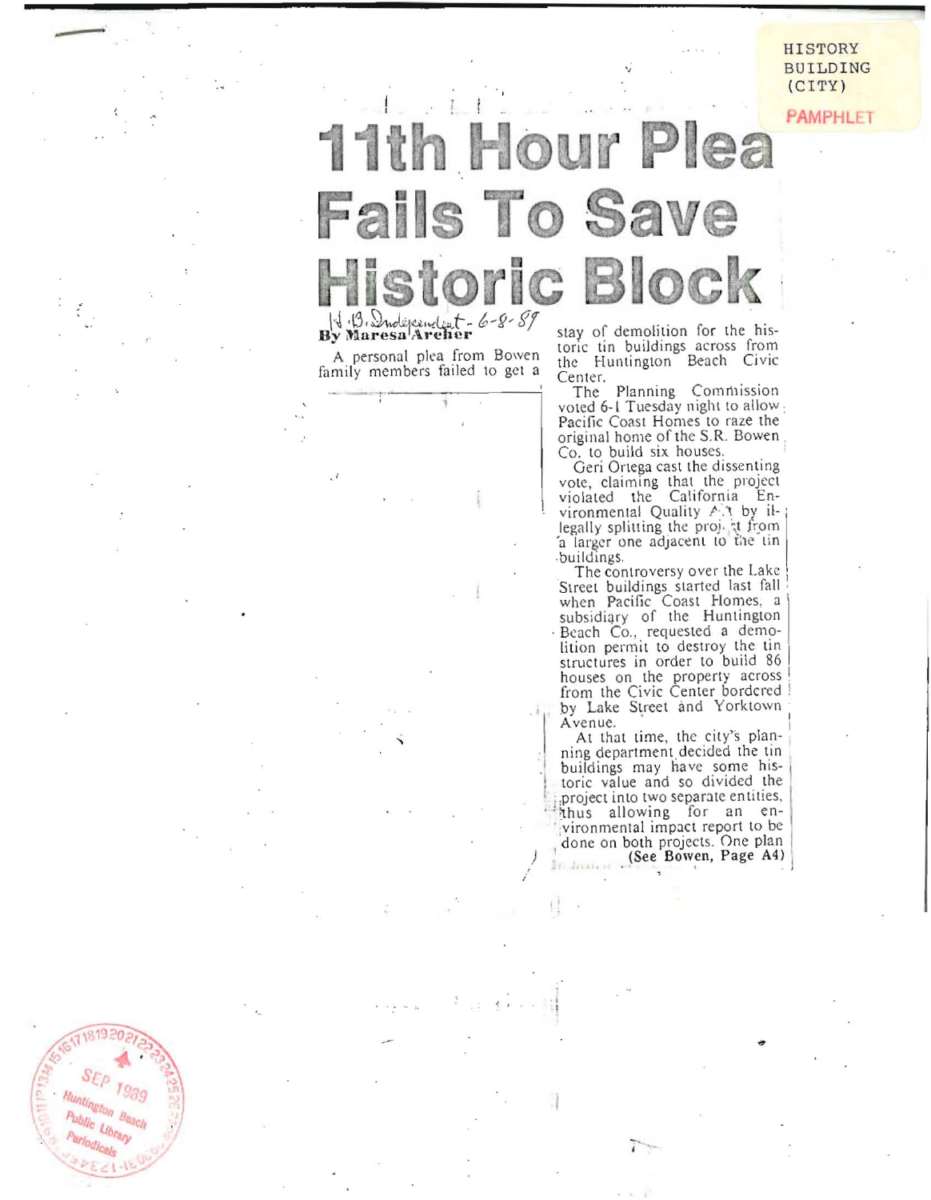HISTORY BUILDING (CITY)

PAMPHLET

# 11th Hour Plea Fails To Save Historic Block

H.B. Independent - 6-8-89

**By Maresa Archer**

A personal plea from Bowen family members failed to get a stay of demolition for the historic tin buildings across from the Huntington Beach Civic Center.

The Planning Commission voted 6-1 Tuesday night to allow Pacific Coast Homes to raze the original home of the S.R. Bowen Co. to build six houses.

Geri Ortega cast the dissenting vote, claiming that the project violated the California Environmental Quality Act by illegally splitting the project from a larger one adjacent to the tin buildings.

The controversy over the Lake Street buildings started last fall when Pacific Coast Homes, a subsidiary of the Huntington Beach Co., requested a demolition permit to destroy the tin structures in order to build 86 houses on the property across from the Civic Center bordered by Lake Street and Yorktown Avenue.

At that time, the city's planning department decided the tin buildings may have some historic value and so divided the project into two separate entities, thus allowing for an environmental impact report to be done on both projects. One plan

(See Bowen, Page A4)

SEP 1989 Huntington Beach Public Library Periodicals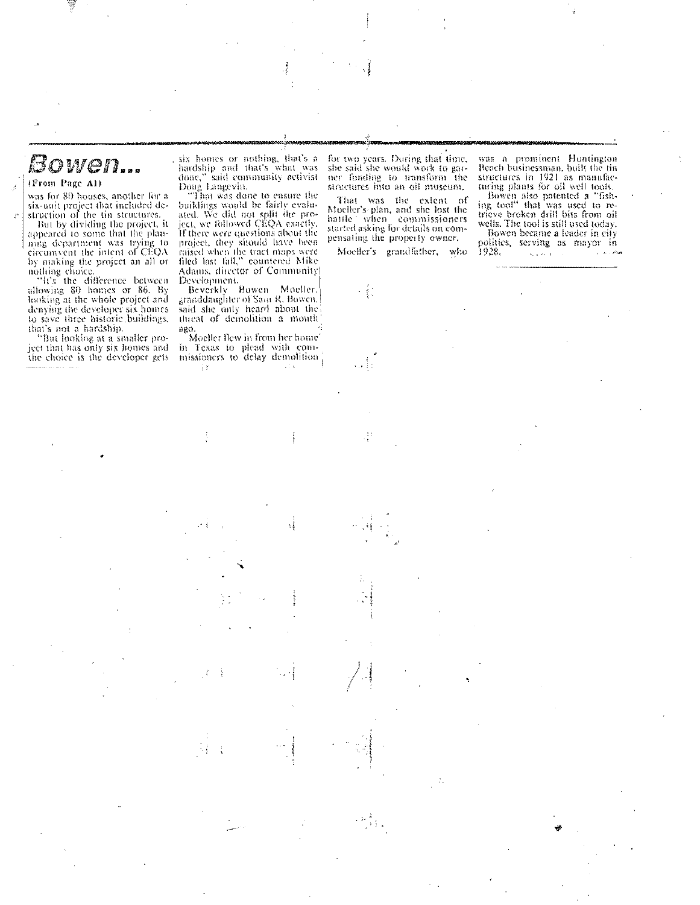## Bowen...

(From Page A1)

was for 80 houses, another for a six-unit project that included destruction of the tin structures.

But by dividing the project, it appeared to some that the planning department was trying to circumvent the intent of CEQA by making the project an all or nothing choice.

"It's the difference between allowing 80 homes or 86. By looking at the whole project and denying the developer six homes to save three historic buildings, that's not a hardship.

"But looking at a smaller project that has only six homes and the choice is the developer gets six homes or nothing, that's a hardship and that's what was done," said community activist Doug Langevin.

"That was done to ensure the buildings would be fairly evaluated. We did not split the project, we followed CEQA exactly. If there were questions about the project, they should have been raised when the tract maps were filed last fall," countered Mike Adams, director of Community Development.

Beverkly Bowen Moeller, granddaughter of Sam R. Bowen, said she only heard about the threat of demolition a month ago.

Moeller flew in from her home in Texas to plead with commissioners to delay demolition for two years. During that time, she said she would work to garner funding to transform the structures into an oil museum.

That was the extent of Moeller's plan, and she lost the battle when commissioners started asking for details on compensating the property owner.

Moeller's grandfather, who was a prominent Huntington Beach businessman, built the tin structures in 1921 as manufacturing plants for oil well tools.

Bowen also patented a "fishing tool" that was used to retrieve broken drill bits from oil wells. The tool is still used today.

Bowen became a leader in city politics, serving as mayor in 1928.